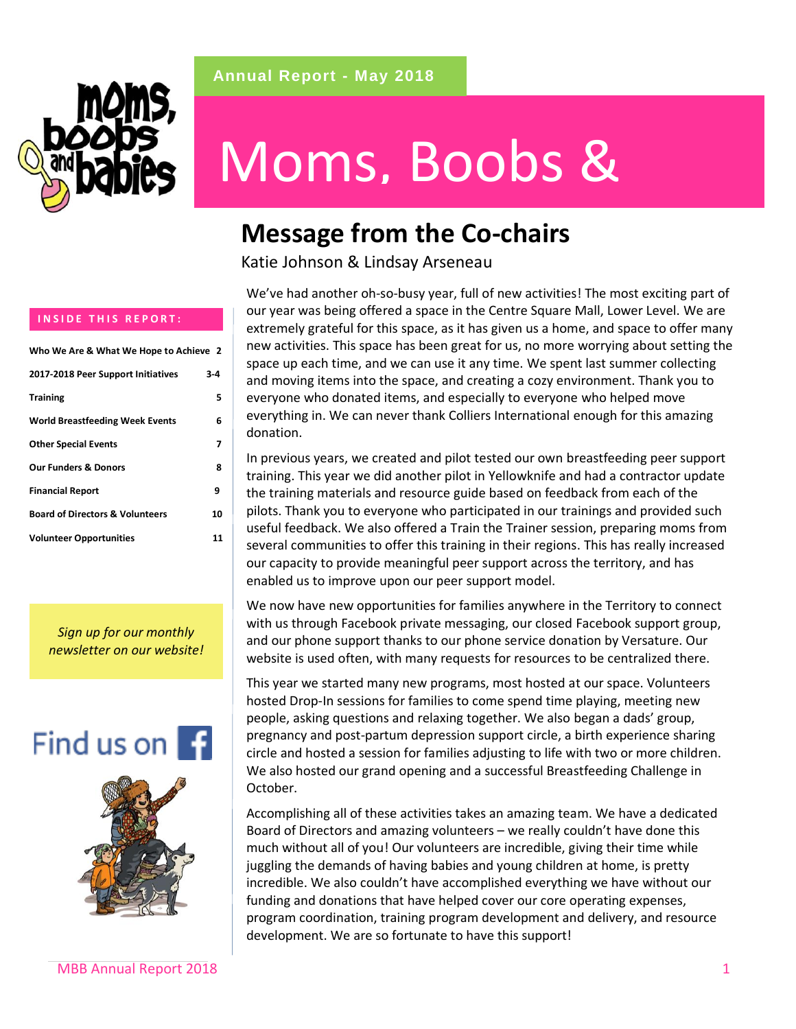Annual Report - May 2018

# Moms, Boobs &

## Message from the Co-chairs

Katie Johnson & Lindsay Arseneau

We've had another oh-so-busy year, full of new activities! The most exciting part of our year was being offered a space in the Centre Square Mall, Lower Level. We are extremely grateful for this space, as it has given us a home, and space to offer many new activities. This space has been great for us, no more worrying about setting the space up each time, and we can use it any time. We spent last summer collecting and moving items into the space, and creating a cozy environment. Thank you to everyone who donated items, and especially to everyone who helped move everything in. We can never thank Colliers International enough for this amazing donation.

In previous years, we created and pilot tested our own breastfeeding peer support training. This year we did another pilot in Yellowknife and had a contractor update the training materials and resource guide based on feedback from each of the pilots. Thank you to everyone who participated in our trainings and provided such useful feedback. We also offered a Train the Trainer session, preparing moms from several communities to offer this training in their regions. This has really increased our capacity to provide meaningful peer support across the territory, and has enabled us to improve upon our peer support model.

We now have new opportunities for families anywhere in the Territory to connect with us through Facebook private messaging, our closed Facebook support group, and our phone support thanks to our phone service donation by Versature. Our website is used often, with many requests for resources to be centralized there.

This year we started many new programs, most hosted at our space. Volunteers hosted Drop-In sessions for families to come spend time playing, meeting new people, asking questions and relaxing together. We also began a dads' group, pregnancy and post-partum depression support circle, a birth experience sharing circle and hosted a session for families adjusting to life with two or more children. We also hosted our grand opening and a successful Breastfeeding Challenge in October.

Accomplishing all of these activities takes an amazing team. We have a dedicated Board of Directors and amazing volunteers – we really couldn't have done this much without all of you! Our volunteers are incredible, giving their time while juggling the demands of having babies and young children at home, is pretty incredible. We also couldn't have accomplished everything we have without our funding and donations that have helped cover our core operating expenses, program coordination, training program development and delivery, and resource development. We are so fortunate to have this support!

**INSIDE THIS REPORT:**

| | |
|---|---|
| Who We Are & What We Hope to Achieve | 2 |
| 2017-2018 Peer Support Initiatives | 3-4 |
| Training | 5 |
| World Breastfeeding Week Events | 6 |
| Other Special Events | 7 |
| Our Funders & Donors | 8 |
| Financial Report | 9 |
| Board of Directors & Volunteers | 10 |
| Volunteer Opportunities | 11 |

*Sign up for our monthly newsletter on our website!*

Find us on f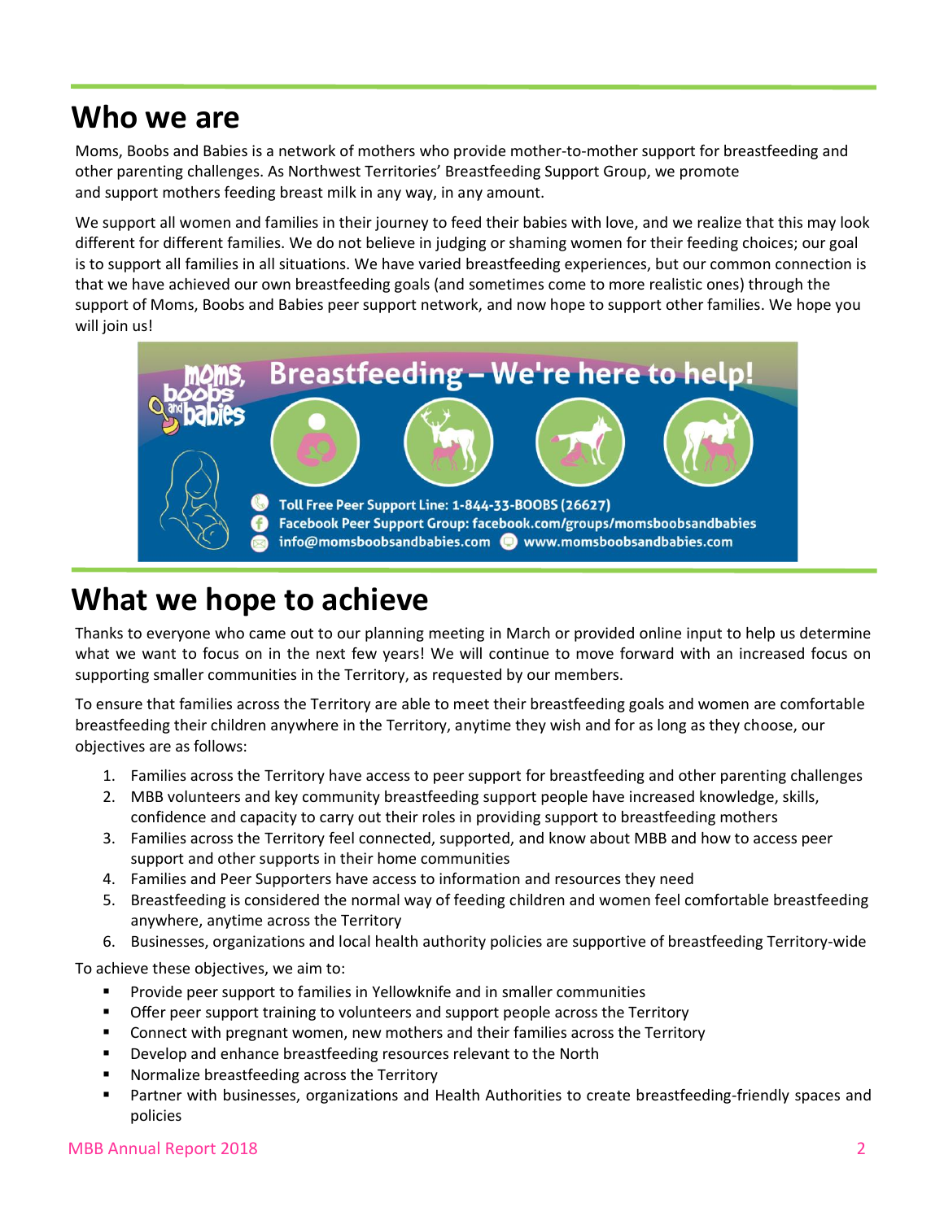# Who we are

Moms, Boobs and Babies is a network of mothers who provide mother-to-mother support for breastfeeding and other parenting challenges. As Northwest Territories' Breastfeeding Support Group, we promote and support mothers feeding breast milk in any way, in any amount.

We support all women and families in their journey to feed their babies with love, and we realize that this may look different for different families. We do not believe in judging or shaming women for their feeding choices; our goal is to support all families in all situations. We have varied breastfeeding experiences, but our common connection is that we have achieved our own breastfeeding goals (and sometimes come to more realistic ones) through the support of Moms, Boobs and Babies peer support network, and now hope to support other families. We hope you will join us!

Breastfeeding – We're here to help!

Toll Free Peer Support Line: 1-844-33-BOOBS (26627)
Facebook Peer Support Group: facebook.com/groups/momsboobsandbabies
info@momsboobsandbabies.com www.momsboobsandbabies.com

# What we hope to achieve

Thanks to everyone who came out to our planning meeting in March or provided online input to help us determine what we want to focus on in the next few years! We will continue to move forward with an increased focus on supporting smaller communities in the Territory, as requested by our members.

To ensure that families across the Territory are able to meet their breastfeeding goals and women are comfortable breastfeeding their children anywhere in the Territory, anytime they wish and for as long as they choose, our objectives are as follows:

1. Families across the Territory have access to peer support for breastfeeding and other parenting challenges
2. MBB volunteers and key community breastfeeding support people have increased knowledge, skills, confidence and capacity to carry out their roles in providing support to breastfeeding mothers
3. Families across the Territory feel connected, supported, and know about MBB and how to access peer support and other supports in their home communities
4. Families and Peer Supporters have access to information and resources they need
5. Breastfeeding is considered the normal way of feeding children and women feel comfortable breastfeeding anywhere, anytime across the Territory
6. Businesses, organizations and local health authority policies are supportive of breastfeeding Territory-wide

To achieve these objectives, we aim to:

- Provide peer support to families in Yellowknife and in smaller communities
- Offer peer support training to volunteers and support people across the Territory
- Connect with pregnant women, new mothers and their families across the Territory
- Develop and enhance breastfeeding resources relevant to the North
- Normalize breastfeeding across the Territory
- Partner with businesses, organizations and Health Authorities to create breastfeeding-friendly spaces and policies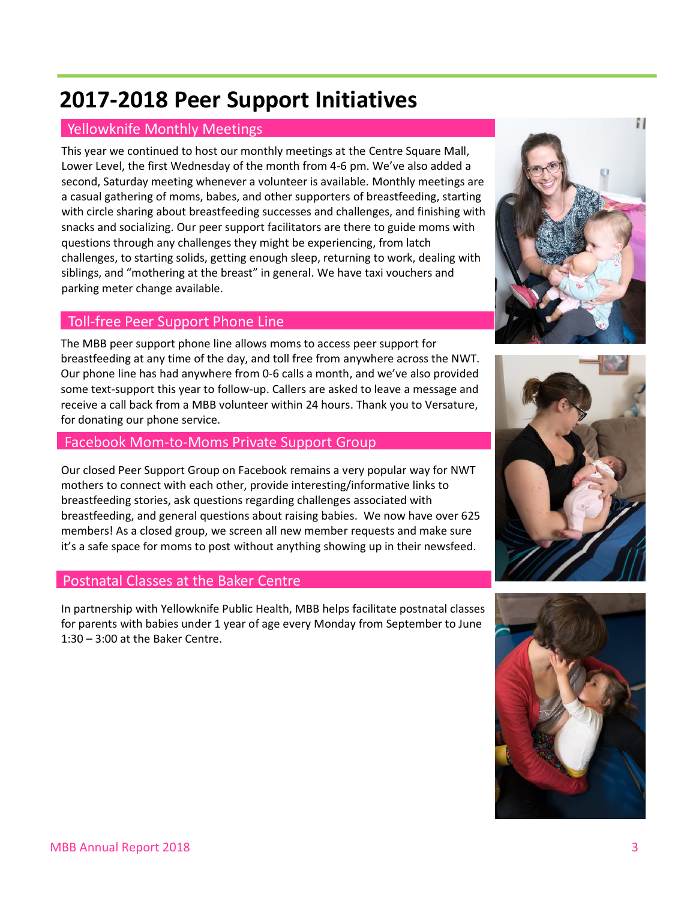# 2017-2018 Peer Support Initiatives

## Yellowknife Monthly Meetings

This year we continued to host our monthly meetings at the Centre Square Mall, Lower Level, the first Wednesday of the month from 4-6 pm. We've also added a second, Saturday meeting whenever a volunteer is available. Monthly meetings are a casual gathering of moms, babes, and other supporters of breastfeeding, starting with circle sharing about breastfeeding successes and challenges, and finishing with snacks and socializing. Our peer support facilitators are there to guide moms with questions through any challenges they might be experiencing, from latch challenges, to starting solids, getting enough sleep, returning to work, dealing with siblings, and "mothering at the breast" in general. We have taxi vouchers and parking meter change available.

## Toll-free Peer Support Phone Line

The MBB peer support phone line allows moms to access peer support for breastfeeding at any time of the day, and toll free from anywhere across the NWT. Our phone line has had anywhere from 0-6 calls a month, and we've also provided some text-support this year to follow-up. Callers are asked to leave a message and receive a call back from a MBB volunteer within 24 hours. Thank you to Versature, for donating our phone service.

## Facebook Mom-to-Moms Private Support Group

Our closed Peer Support Group on Facebook remains a very popular way for NWT mothers to connect with each other, provide interesting/informative links to breastfeeding stories, ask questions regarding challenges associated with breastfeeding, and general questions about raising babies. We now have over 625 members! As a closed group, we screen all new member requests and make sure it's a safe space for moms to post without anything showing up in their newsfeed.

## Postnatal Classes at the Baker Centre

In partnership with Yellowknife Public Health, MBB helps facilitate postnatal classes for parents with babies under 1 year of age every Monday from September to June 1:30 – 3:00 at the Baker Centre.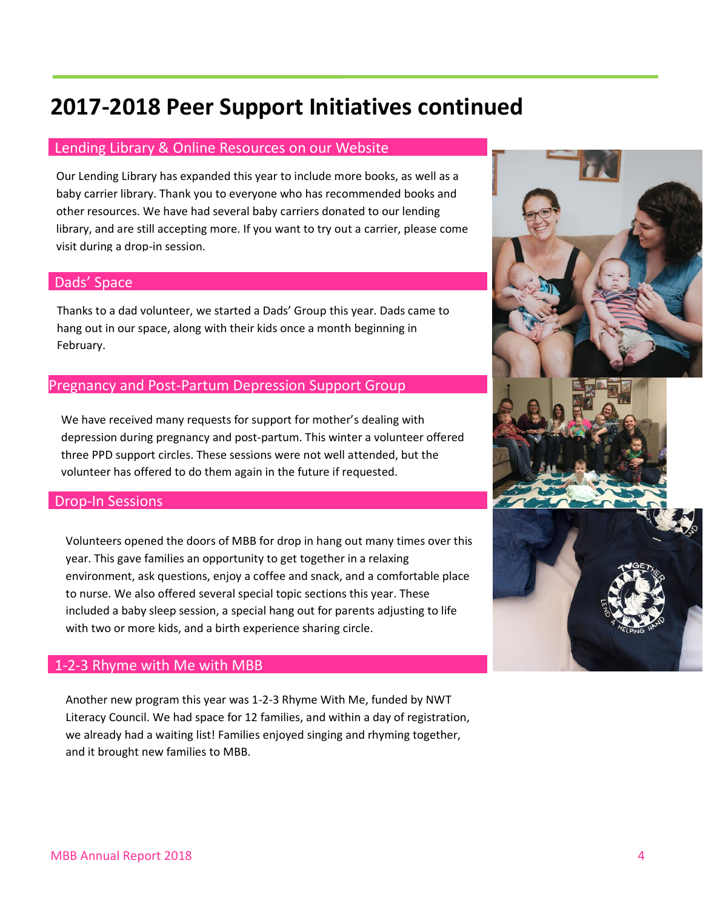# 2017-2018 Peer Support Initiatives continued

## Lending Library & Online Resources on our Website

Our Lending Library has expanded this year to include more books, as well as a baby carrier library. Thank you to everyone who has recommended books and other resources. We have had several baby carriers donated to our lending library, and are still accepting more. If you want to try out a carrier, please come visit during a drop-in session.

## Dads' Space

Thanks to a dad volunteer, we started a Dads' Group this year. Dads came to hang out in our space, along with their kids once a month beginning in February.

## Pregnancy and Post-Partum Depression Support Group

We have received many requests for support for mother's dealing with depression during pregnancy and post-partum. This winter a volunteer offered three PPD support circles. These sessions were not well attended, but the volunteer has offered to do them again in the future if requested.

## Drop-In Sessions

Volunteers opened the doors of MBB for drop in hang out many times over this year. This gave families an opportunity to get together in a relaxing environment, ask questions, enjoy a coffee and snack, and a comfortable place to nurse. We also offered several special topic sections this year. These included a baby sleep session, a special hang out for parents adjusting to life with two or more kids, and a birth experience sharing circle.

## 1-2-3 Rhyme with Me with MBB

Another new program this year was 1-2-3 Rhyme With Me, funded by NWT Literacy Council. We had space for 12 families, and within a day of registration, we already had a waiting list! Families enjoyed singing and rhyming together, and it brought new families to MBB.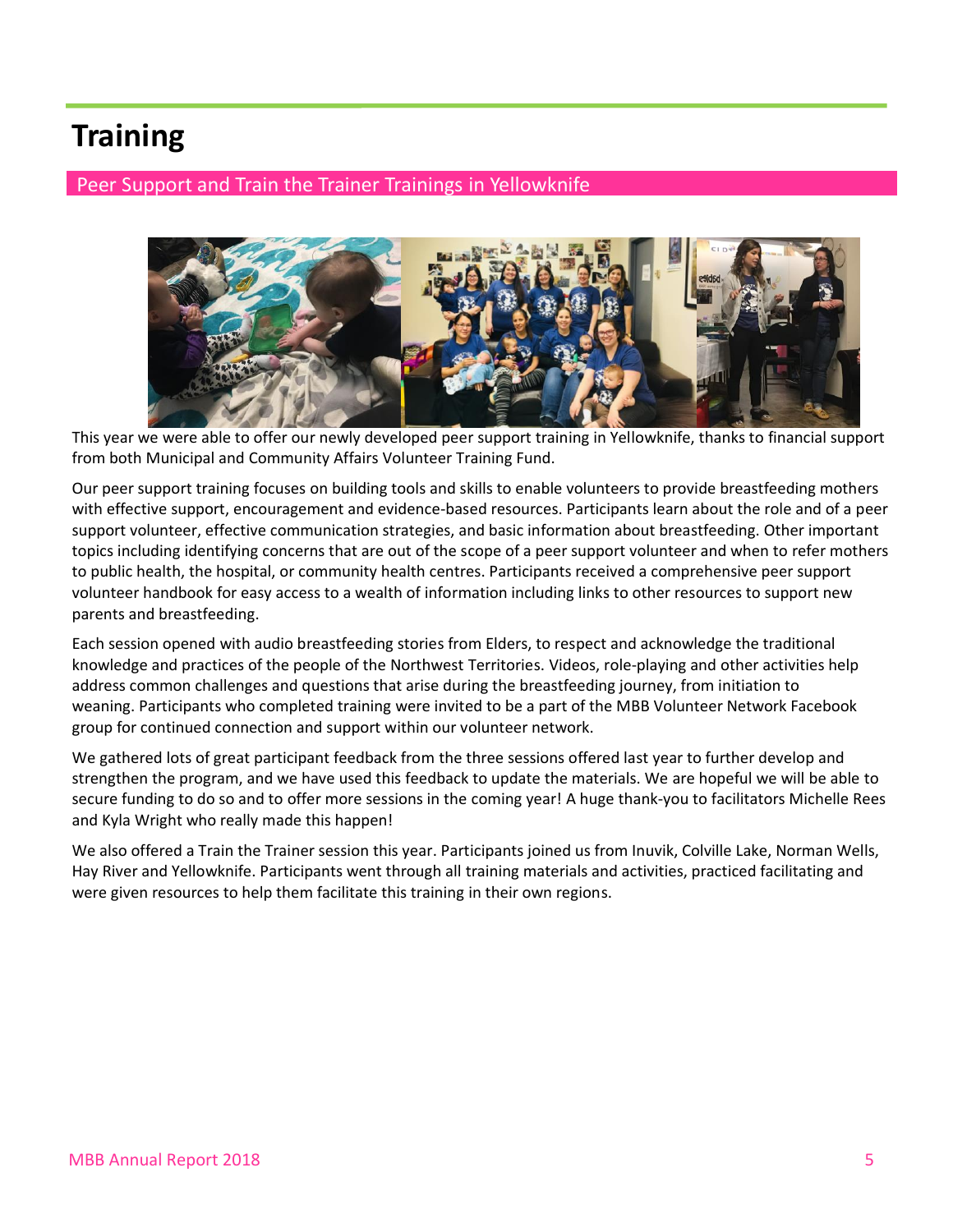# Training

## Peer Support and Train the Trainer Trainings in Yellowknife

This year we were able to offer our newly developed peer support training in Yellowknife, thanks to financial support from both Municipal and Community Affairs Volunteer Training Fund.

Our peer support training focuses on building tools and skills to enable volunteers to provide breastfeeding mothers with effective support, encouragement and evidence-based resources. Participants learn about the role and of a peer support volunteer, effective communication strategies, and basic information about breastfeeding. Other important topics including identifying concerns that are out of the scope of a peer support volunteer and when to refer mothers to public health, the hospital, or community health centres. Participants received a comprehensive peer support volunteer handbook for easy access to a wealth of information including links to other resources to support new parents and breastfeeding.

Each session opened with audio breastfeeding stories from Elders, to respect and acknowledge the traditional knowledge and practices of the people of the Northwest Territories. Videos, role-playing and other activities help address common challenges and questions that arise during the breastfeeding journey, from initiation to weaning. Participants who completed training were invited to be a part of the MBB Volunteer Network Facebook group for continued connection and support within our volunteer network.

We gathered lots of great participant feedback from the three sessions offered last year to further develop and strengthen the program, and we have used this feedback to update the materials. We are hopeful we will be able to secure funding to do so and to offer more sessions in the coming year! A huge thank-you to facilitators Michelle Rees and Kyla Wright who really made this happen!

We also offered a Train the Trainer session this year. Participants joined us from Inuvik, Colville Lake, Norman Wells, Hay River and Yellowknife. Participants went through all training materials and activities, practiced facilitating and were given resources to help them facilitate this training in their own regions.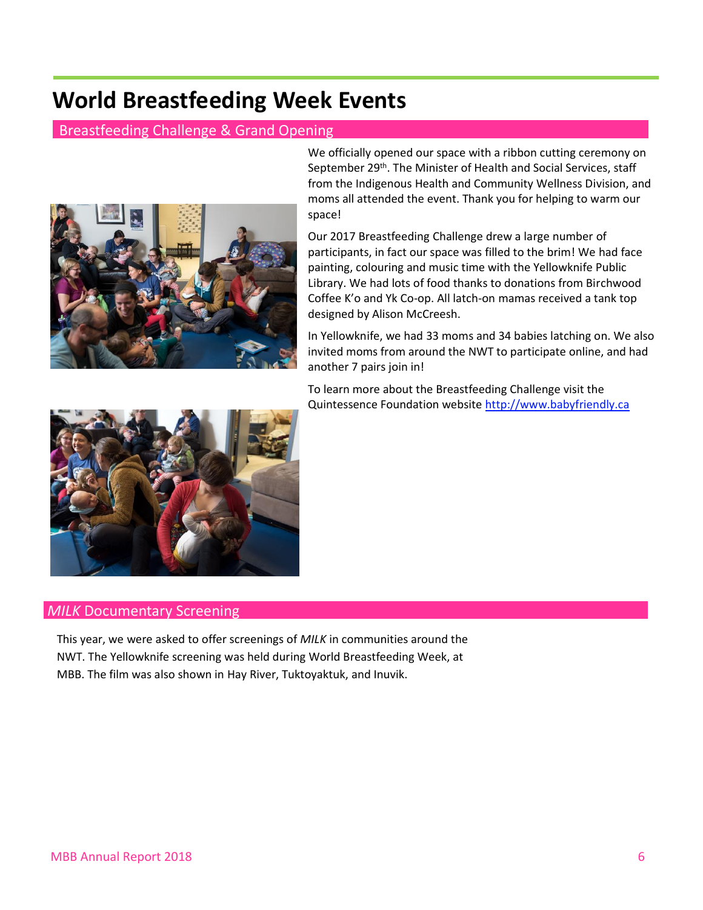# World Breastfeeding Week Events

## Breastfeeding Challenge & Grand Opening

We officially opened our space with a ribbon cutting ceremony on September 29th. The Minister of Health and Social Services, staff from the Indigenous Health and Community Wellness Division, and moms all attended the event. Thank you for helping to warm our space!

Our 2017 Breastfeeding Challenge drew a large number of participants, in fact our space was filled to the brim! We had face painting, colouring and music time with the Yellowknife Public Library. We had lots of food thanks to donations from Birchwood Coffee K'o and Yk Co-op. All latch-on mamas received a tank top designed by Alison McCreesh.

In Yellowknife, we had 33 moms and 34 babies latching on. We also invited moms from around the NWT to participate online, and had another 7 pairs join in!

To learn more about the Breastfeeding Challenge visit the Quintessence Foundation website http://www.babyfriendly.ca

## *MILK* Documentary Screening

This year, we were asked to offer screenings of *MILK* in communities around the NWT. The Yellowknife screening was held during World Breastfeeding Week, at MBB. The film was also shown in Hay River, Tuktoyaktuk, and Inuvik.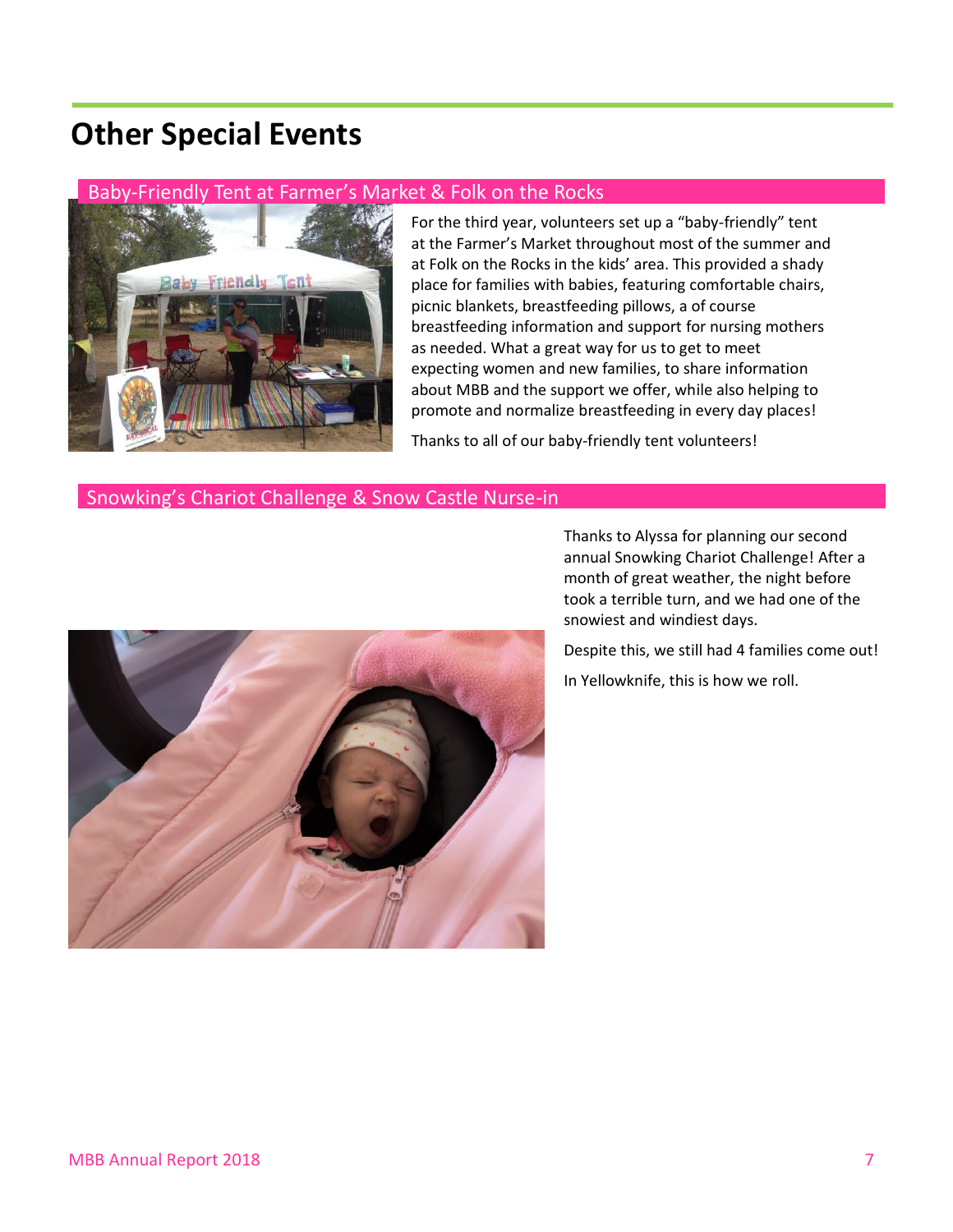# Other Special Events

## Baby-Friendly Tent at Farmer's Market & Folk on the Rocks

For the third year, volunteers set up a "baby-friendly" tent at the Farmer's Market throughout most of the summer and at Folk on the Rocks in the kids' area. This provided a shady place for families with babies, featuring comfortable chairs, picnic blankets, breastfeeding pillows, a of course breastfeeding information and support for nursing mothers as needed. What a great way for us to get to meet expecting women and new families, to share information about MBB and the support we offer, while also helping to promote and normalize breastfeeding in every day places!

Thanks to all of our baby-friendly tent volunteers!

## Snowking's Chariot Challenge & Snow Castle Nurse-in

Thanks to Alyssa for planning our second annual Snowking Chariot Challenge! After a month of great weather, the night before took a terrible turn, and we had one of the snowiest and windiest days.

Despite this, we still had 4 families come out!

In Yellowknife, this is how we roll.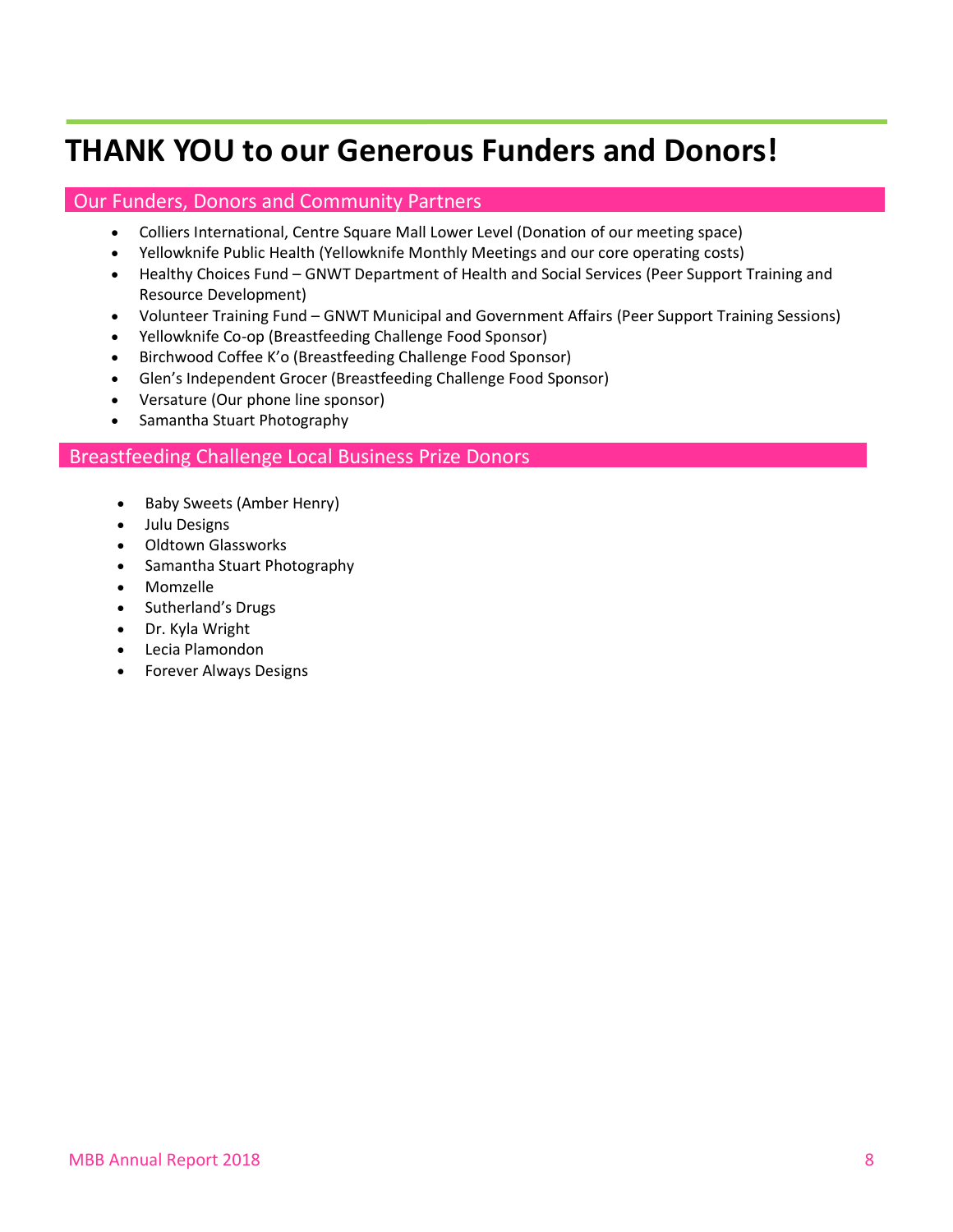# THANK YOU to our Generous Funders and Donors!

## Our Funders, Donors and Community Partners

- Colliers International, Centre Square Mall Lower Level (Donation of our meeting space)
- Yellowknife Public Health (Yellowknife Monthly Meetings and our core operating costs)
- Healthy Choices Fund – GNWT Department of Health and Social Services (Peer Support Training and Resource Development)
- Volunteer Training Fund – GNWT Municipal and Government Affairs (Peer Support Training Sessions)
- Yellowknife Co-op (Breastfeeding Challenge Food Sponsor)
- Birchwood Coffee K'o (Breastfeeding Challenge Food Sponsor)
- Glen's Independent Grocer (Breastfeeding Challenge Food Sponsor)
- Versature (Our phone line sponsor)
- Samantha Stuart Photography

## Breastfeeding Challenge Local Business Prize Donors

- Baby Sweets (Amber Henry)
- Julu Designs
- Oldtown Glassworks
- Samantha Stuart Photography
- Momzelle
- Sutherland's Drugs
- Dr. Kyla Wright
- Lecia Plamondon
- Forever Always Designs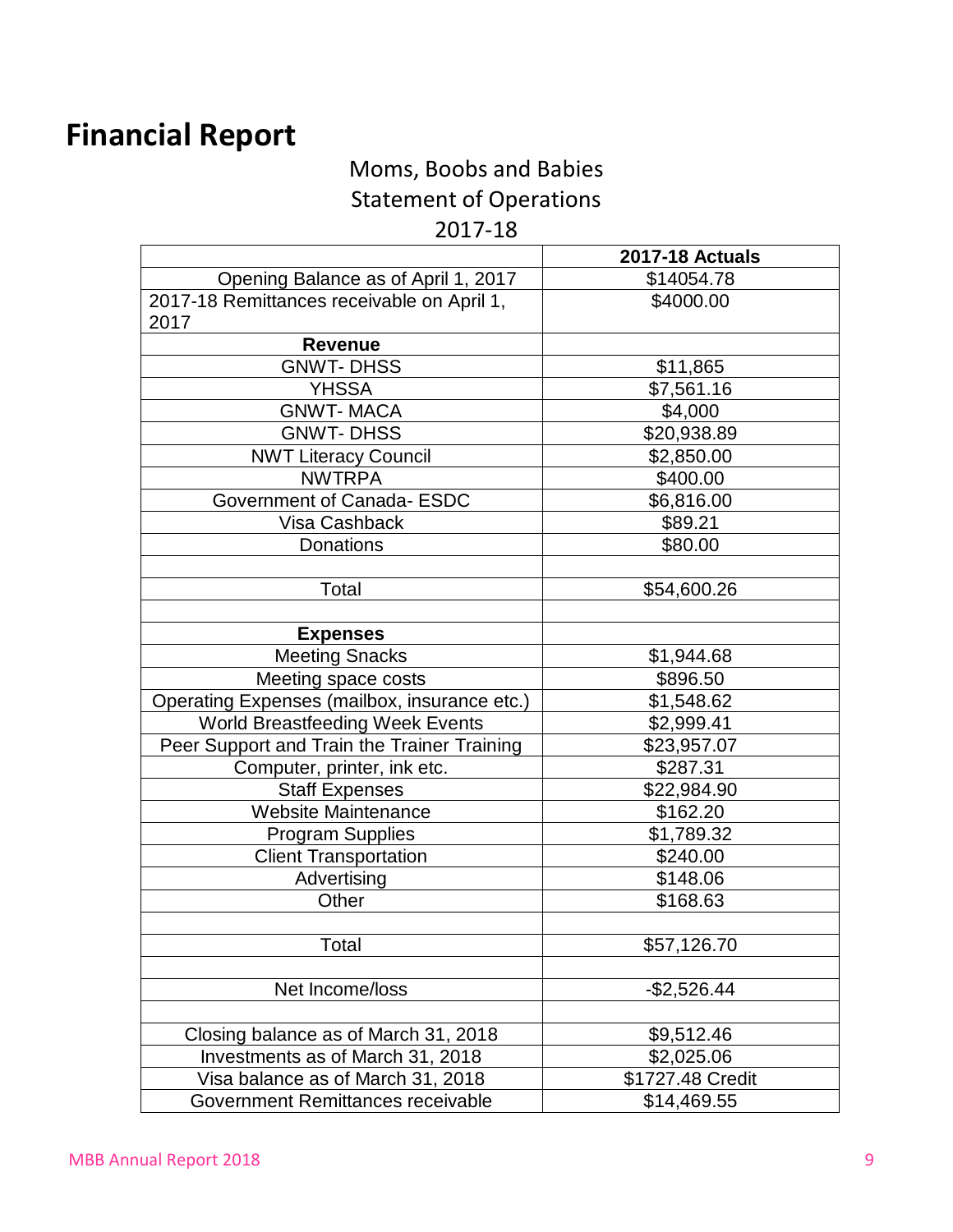# Financial Report

Moms, Boobs and Babies
Statement of Operations
2017-18

| | **2017-18 Actuals** |
|---|---|
| Opening Balance as of April 1, 2017 | $14054.78 |
| 2017-18 Remittances receivable on April 1, 2017 | $4000.00 |
| **Revenue** | |
| GNWT- DHSS | $11,865 |
| YHSSA | $7,561.16 |
| GNWT- MACA | $4,000 |
| GNWT- DHSS | $20,938.89 |
| NWT Literacy Council | $2,850.00 |
| NWTRPA | $400.00 |
| Government of Canada- ESDC | $6,816.00 |
| Visa Cashback | $89.21 |
| Donations | $80.00 |
| | |
| Total | $54,600.26 |
| | |
| **Expenses** | |
| Meeting Snacks | $1,944.68 |
| Meeting space costs | $896.50 |
| Operating Expenses (mailbox, insurance etc.) | $1,548.62 |
| World Breastfeeding Week Events | $2,999.41 |
| Peer Support and Train the Trainer Training | $23,957.07 |
| Computer, printer, ink etc. | $287.31 |
| Staff Expenses | $22,984.90 |
| Website Maintenance | $162.20 |
| Program Supplies | $1,789.32 |
| Client Transportation | $240.00 |
| Advertising | $148.06 |
| Other | $168.63 |
| | |
| Total | $57,126.70 |
| | |
| Net Income/loss | -$2,526.44 |
| | |
| Closing balance as of March 31, 2018 | $9,512.46 |
| Investments as of March 31, 2018 | $2,025.06 |
| Visa balance as of March 31, 2018 | $1727.48 Credit |
| Government Remittances receivable | $14,469.55 |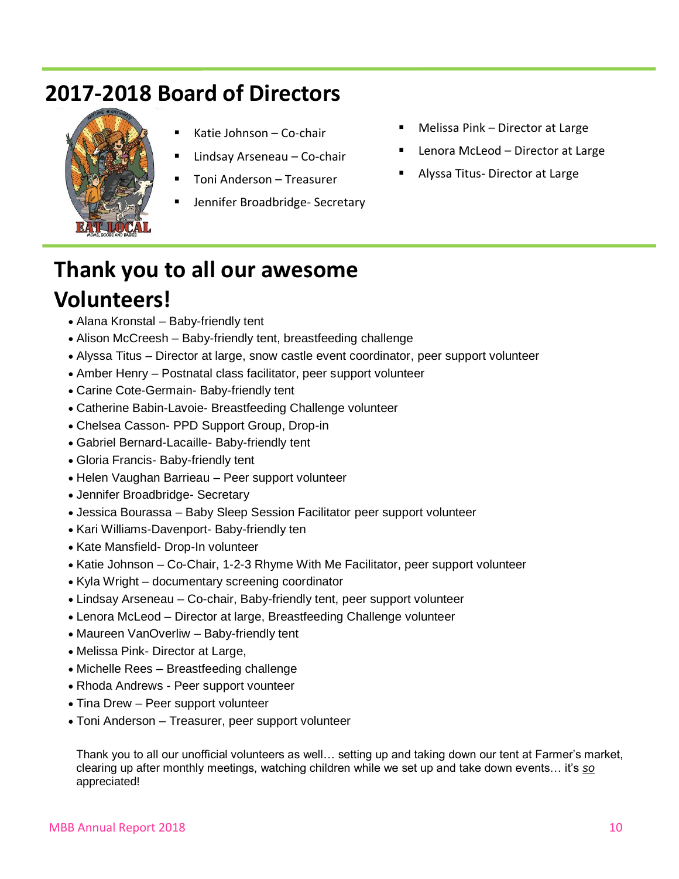## 2017-2018 Board of Directors

- Katie Johnson – Co-chair
- Lindsay Arseneau – Co-chair
- Toni Anderson – Treasurer
- Jennifer Broadbridge- Secretary
- Melissa Pink – Director at Large
- Lenora McLeod – Director at Large
- Alyssa Titus- Director at Large

## Thank you to all our awesome Volunteers!

- Alana Kronstal – Baby-friendly tent
- Alison McCreesh – Baby-friendly tent, breastfeeding challenge
- Alyssa Titus – Director at large, snow castle event coordinator, peer support volunteer
- Amber Henry – Postnatal class facilitator, peer support volunteer
- Carine Cote-Germain- Baby-friendly tent
- Catherine Babin-Lavoie- Breastfeeding Challenge volunteer
- Chelsea Casson- PPD Support Group, Drop-in
- Gabriel Bernard-Lacaille- Baby-friendly tent
- Gloria Francis- Baby-friendly tent
- Helen Vaughan Barrieau – Peer support volunteer
- Jennifer Broadbridge- Secretary
- Jessica Bourassa – Baby Sleep Session Facilitator peer support volunteer
- Kari Williams-Davenport- Baby-friendly ten
- Kate Mansfield- Drop-In volunteer
- Katie Johnson – Co-Chair, 1-2-3 Rhyme With Me Facilitator, peer support volunteer
- Kyla Wright – documentary screening coordinator
- Lindsay Arseneau – Co-chair, Baby-friendly tent, peer support volunteer
- Lenora McLeod – Director at large, Breastfeeding Challenge volunteer
- Maureen VanOverliw – Baby-friendly tent
- Melissa Pink- Director at Large,
- Michelle Rees – Breastfeeding challenge
- Rhoda Andrews - Peer support vounteer
- Tina Drew – Peer support volunteer
- Toni Anderson – Treasurer, peer support volunteer

Thank you to all our unofficial volunteers as well… setting up and taking down our tent at Farmer's market, clearing up after monthly meetings, watching children while we set up and take down events… it's *so* appreciated!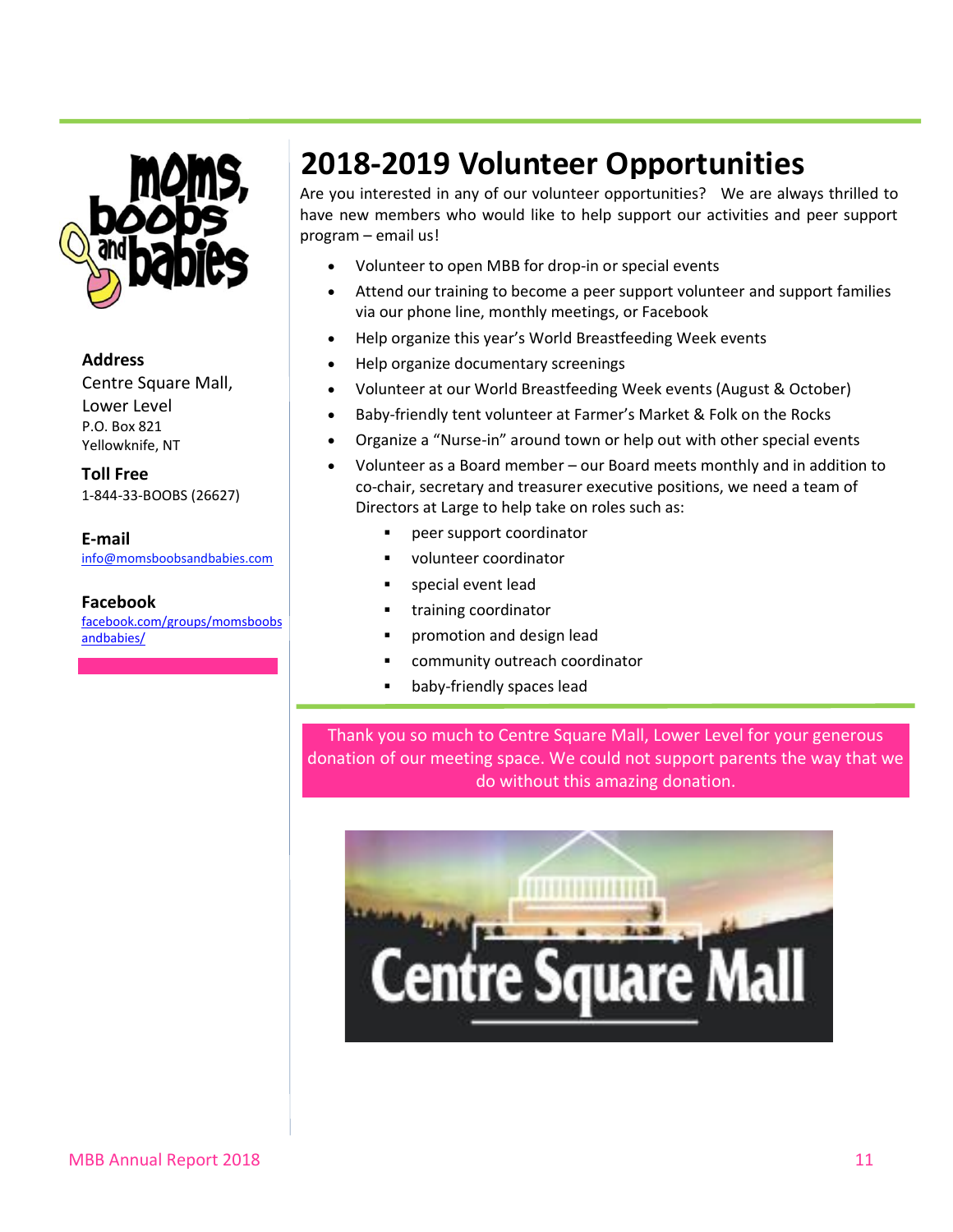**Address**
Centre Square Mall,
Lower Level
P.O. Box 821
Yellowknife, NT

**Toll Free**
1-844-33-BOOBS (26627)

**E-mail**
info@momsboobsandbabies.com

**Facebook**
facebook.com/groups/momsboobsandbabies/

# 2018-2019 Volunteer Opportunities

Are you interested in any of our volunteer opportunities? We are always thrilled to have new members who would like to help support our activities and peer support program – email us!

- Volunteer to open MBB for drop-in or special events
- Attend our training to become a peer support volunteer and support families via our phone line, monthly meetings, or Facebook
- Help organize this year's World Breastfeeding Week events
- Help organize documentary screenings
- Volunteer at our World Breastfeeding Week events (August & October)
- Baby-friendly tent volunteer at Farmer's Market & Folk on the Rocks
- Organize a "Nurse-in" around town or help out with other special events
- Volunteer as a Board member – our Board meets monthly and in addition to co-chair, secretary and treasurer executive positions, we need a team of Directors at Large to help take on roles such as:
  - peer support coordinator
  - volunteer coordinator
  - special event lead
  - training coordinator
  - promotion and design lead
  - community outreach coordinator
  - baby-friendly spaces lead

Thank you so much to Centre Square Mall, Lower Level for your generous donation of our meeting space. We could not support parents the way that we do without this amazing donation.

Centre Square Mall